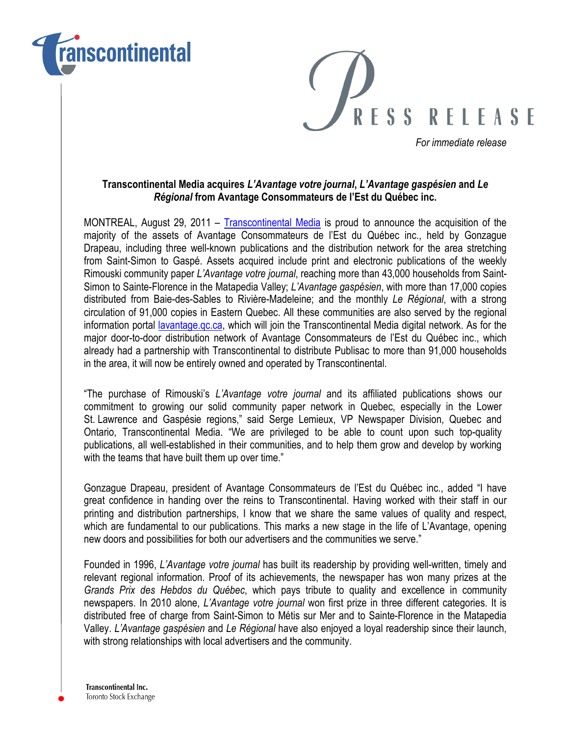transcontinental

# PRESS RELEASE

*For immediate release*

## Transcontinental Media acquires *L'Avantage votre journal*, *L'Avantage gaspésien* and *Le Régional* from Avantage Consommateurs de l'Est du Québec inc.

MONTREAL, August 29, 2011 – Transcontinental Media is proud to announce the acquisition of the majority of the assets of Avantage Consommateurs de l'Est du Québec inc., held by Gonzague Drapeau, including three well-known publications and the distribution network for the area stretching from Saint-Simon to Gaspé. Assets acquired include print and electronic publications of the weekly Rimouski community paper *L'Avantage votre journal*, reaching more than 43,000 households from Saint-Simon to Sainte-Florence in the Matapedia Valley; *L'Avantage gaspésien*, with more than 17,000 copies distributed from Baie-des-Sables to Rivière-Madeleine; and the monthly *Le Régional*, with a strong circulation of 91,000 copies in Eastern Quebec. All these communities are also served by the regional information portal lavantage.qc.ca, which will join the Transcontinental Media digital network. As for the major door-to-door distribution network of Avantage Consommateurs de l'Est du Québec inc., which already had a partnership with Transcontinental to distribute Publisac to more than 91,000 households in the area, it will now be entirely owned and operated by Transcontinental.

"The purchase of Rimouski's *L'Avantage votre journal* and its affiliated publications shows our commitment to growing our solid community paper network in Quebec, especially in the Lower St. Lawrence and Gaspésie regions," said Serge Lemieux, VP Newspaper Division, Quebec and Ontario, Transcontinental Media. "We are privileged to be able to count upon such top-quality publications, all well-established in their communities, and to help them grow and develop by working with the teams that have built them up over time."

Gonzague Drapeau, president of Avantage Consommateurs de l'Est du Québec inc., added "I have great confidence in handing over the reins to Transcontinental. Having worked with their staff in our printing and distribution partnerships, I know that we share the same values of quality and respect, which are fundamental to our publications. This marks a new stage in the life of L'Avantage, opening new doors and possibilities for both our advertisers and the communities we serve."

Founded in 1996, *L'Avantage votre journal* has built its readership by providing well-written, timely and relevant regional information. Proof of its achievements, the newspaper has won many prizes at the *Grands Prix des Hebdos du Québec*, which pays tribute to quality and excellence in community newspapers. In 2010 alone, *L'Avantage votre journal* won first prize in three different categories. It is distributed free of charge from Saint-Simon to Métis sur Mer and to Sainte-Florence in the Matapedia Valley. *L'Avantage gaspésien* and *Le Régional* have also enjoyed a loyal readership since their launch, with strong relationships with local advertisers and the community.

Transcontinental Inc.
Toronto Stock Exchange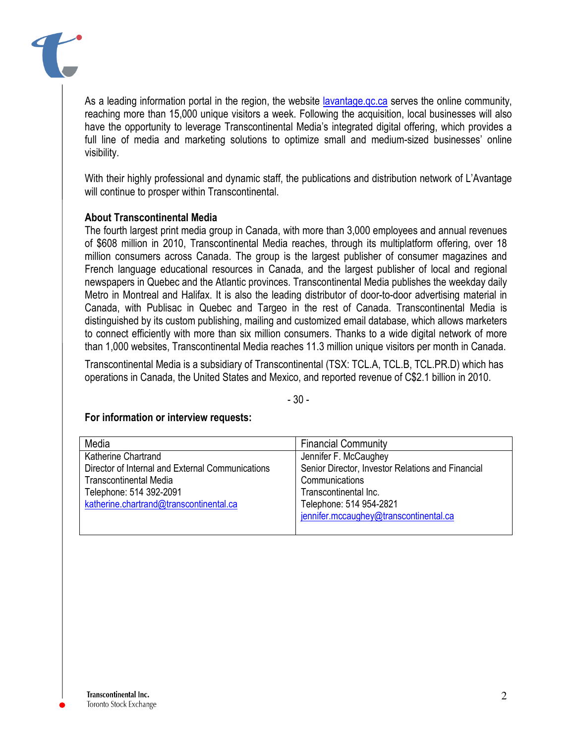As a leading information portal in the region, the website lavantage.qc.ca serves the online community, reaching more than 15,000 unique visitors a week. Following the acquisition, local businesses will also have the opportunity to leverage Transcontinental Media's integrated digital offering, which provides a full line of media and marketing solutions to optimize small and medium-sized businesses' online visibility.

With their highly professional and dynamic staff, the publications and distribution network of L'Avantage will continue to prosper within Transcontinental.

**About Transcontinental Media**

The fourth largest print media group in Canada, with more than 3,000 employees and annual revenues of $608 million in 2010, Transcontinental Media reaches, through its multiplatform offering, over 18 million consumers across Canada. The group is the largest publisher of consumer magazines and French language educational resources in Canada, and the largest publisher of local and regional newspapers in Quebec and the Atlantic provinces. Transcontinental Media publishes the weekday daily Metro in Montreal and Halifax. It is also the leading distributor of door-to-door advertising material in Canada, with Publisac in Quebec and Targeo in the rest of Canada. Transcontinental Media is distinguished by its custom publishing, mailing and customized email database, which allows marketers to connect efficiently with more than six million consumers. Thanks to a wide digital network of more than 1,000 websites, Transcontinental Media reaches 11.3 million unique visitors per month in Canada.

Transcontinental Media is a subsidiary of Transcontinental (TSX: TCL.A, TCL.B, TCL.PR.D) which has operations in Canada, the United States and Mexico, and reported revenue of C$2.1 billion in 2010.

\- 30 -

**For information or interview requests:**

| Media | Financial Community |
|---|---|
| Katherine Chartrand<br>Director of Internal and External Communications<br>Transcontinental Media<br>Telephone: 514 392-2091<br>katherine.chartrand@transcontinental.ca | Jennifer F. McCaughey<br>Senior Director, Investor Relations and Financial Communications<br>Transcontinental Inc.<br>Telephone: 514 954-2821<br>jennifer.mccaughey@transcontinental.ca |